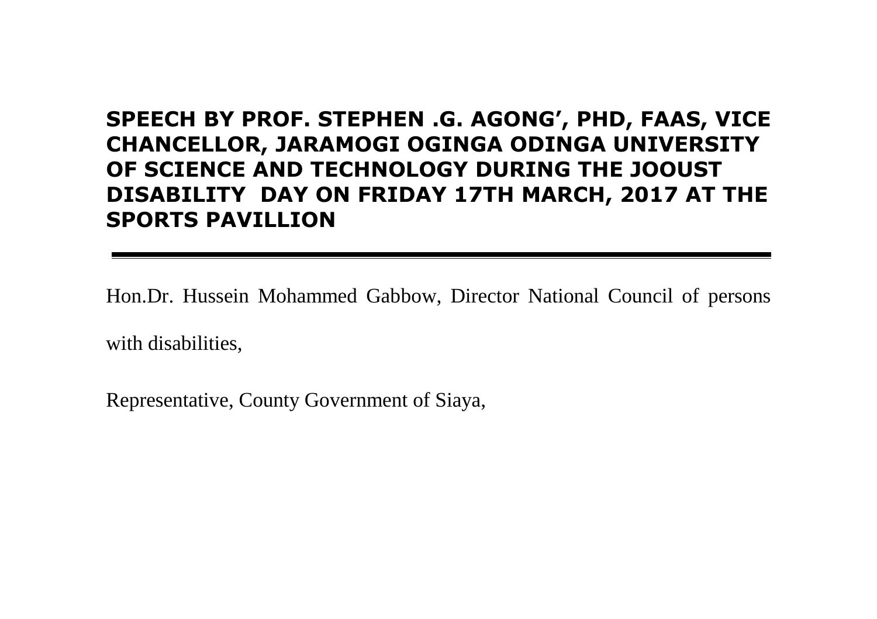# SPEECH BY PROF. STEPHEN .G. AGONG', PHD, FAAS, VICE CHANCELLOR, JARAMOGI OGINGA ODINGA UNIVERSITY OF SCIENCE AND TECHNOLOGY DURING THE JOOUST DISABILITY DAY ON FRIDAY 17TH MARCH, 2017 AT THE SPORTS PAVILLION

---

Hon.Dr. Hussein Mohammed Gabbow, Director National Council of persons with disabilities,

Representative, County Government of Siaya,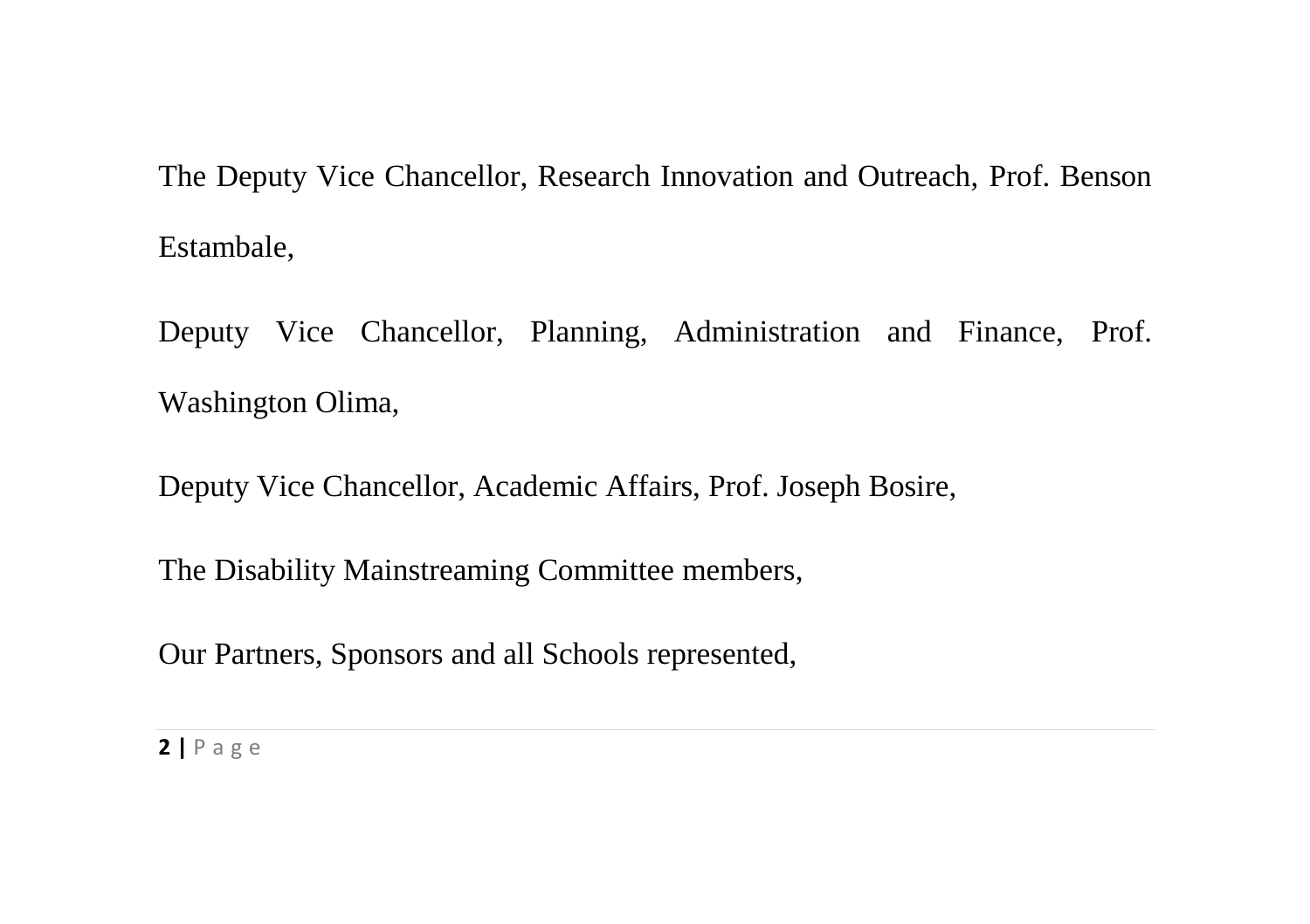The Deputy Vice Chancellor, Research Innovation and Outreach, Prof. Benson Estambale,

Deputy Vice Chancellor, Planning, Administration and Finance, Prof. Washington Olima,

Deputy Vice Chancellor, Academic Affairs, Prof. Joseph Bosire,

The Disability Mainstreaming Committee members,

Our Partners, Sponsors and all Schools represented,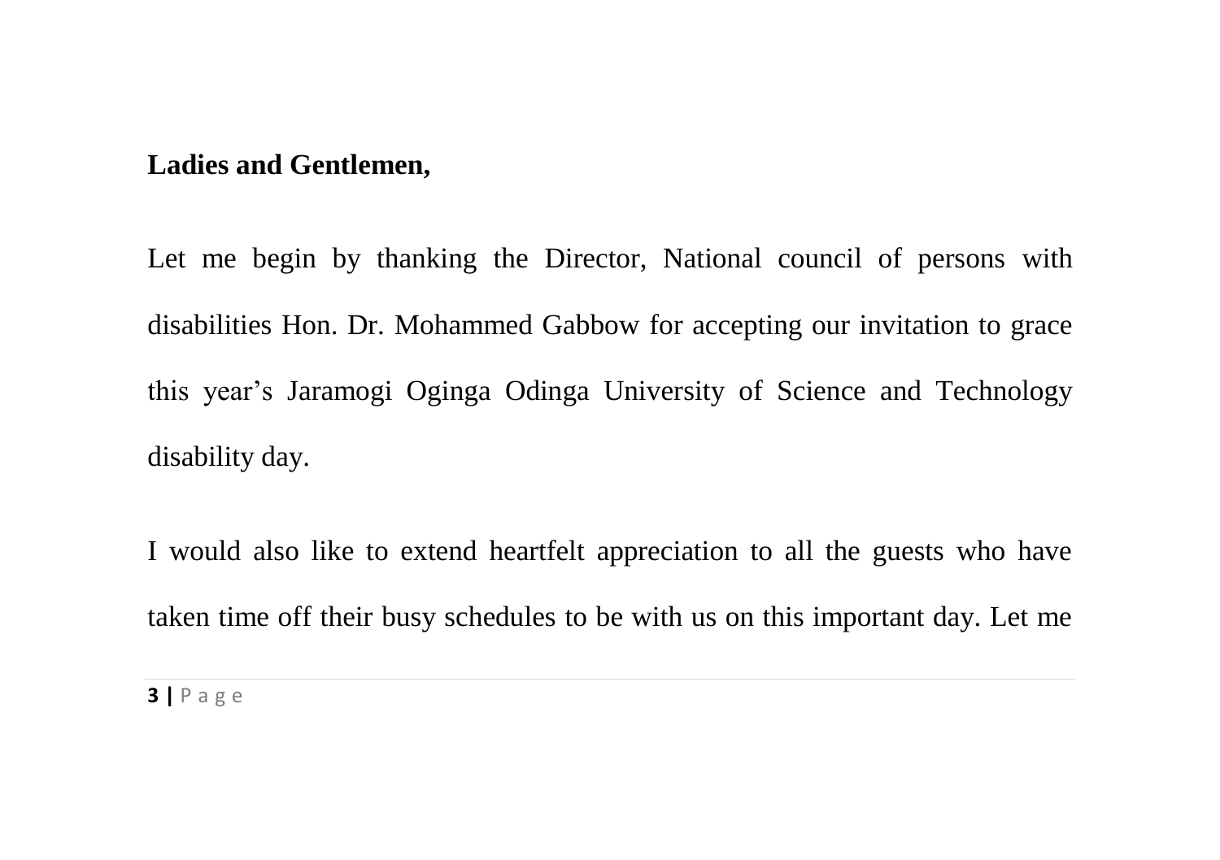**Ladies and Gentlemen,**

Let me begin by thanking the Director, National council of persons with disabilities Hon. Dr. Mohammed Gabbow for accepting our invitation to grace this year's Jaramogi Oginga Odinga University of Science and Technology disability day.

I would also like to extend heartfelt appreciation to all the guests who have taken time off their busy schedules to be with us on this important day. Let me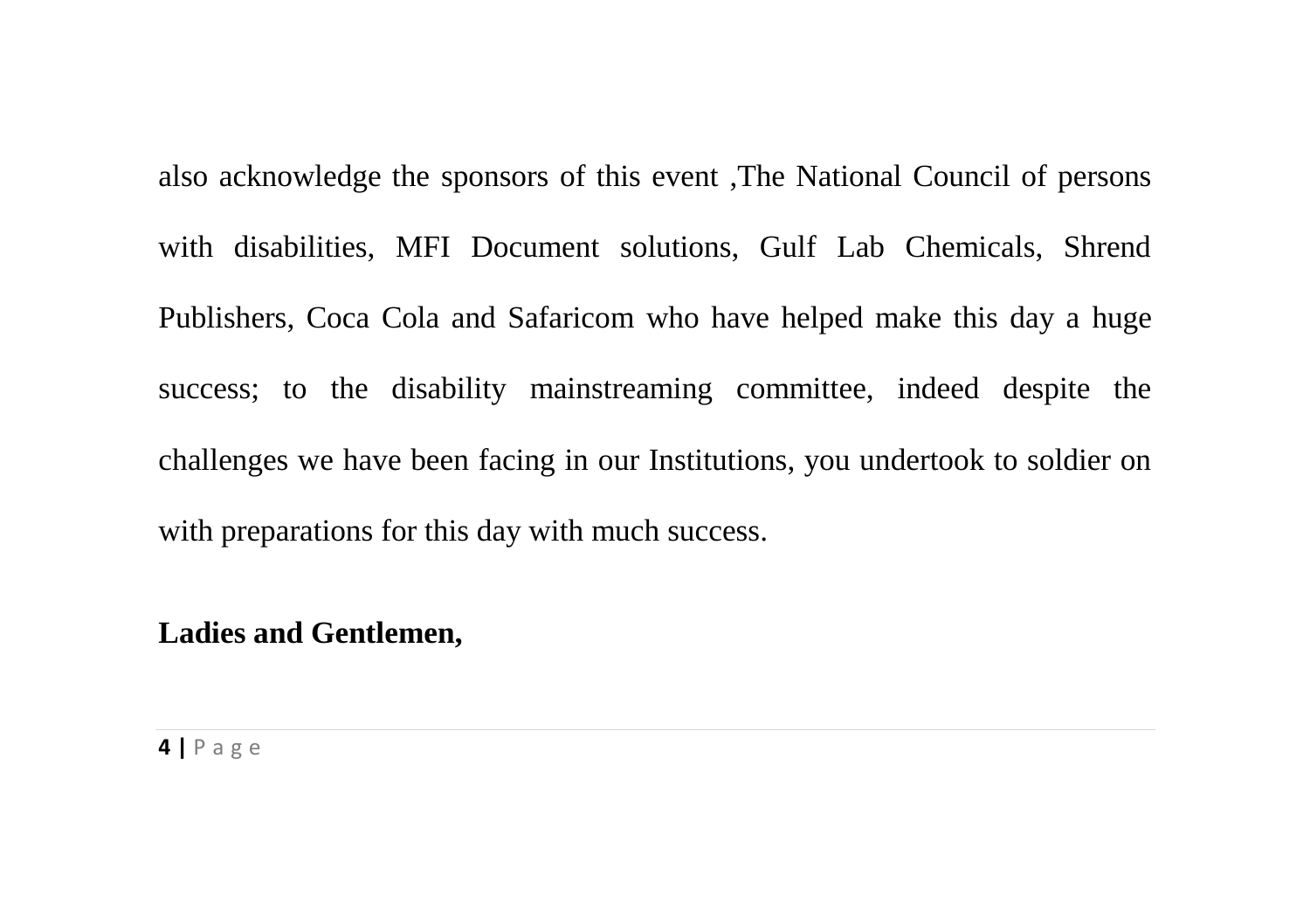also acknowledge the sponsors of this event ,The National Council of persons with disabilities, MFI Document solutions, Gulf Lab Chemicals, Shrend Publishers, Coca Cola and Safaricom who have helped make this day a huge success; to the disability mainstreaming committee, indeed despite the challenges we have been facing in our Institutions, you undertook to soldier on with preparations for this day with much success.

**Ladies and Gentlemen,**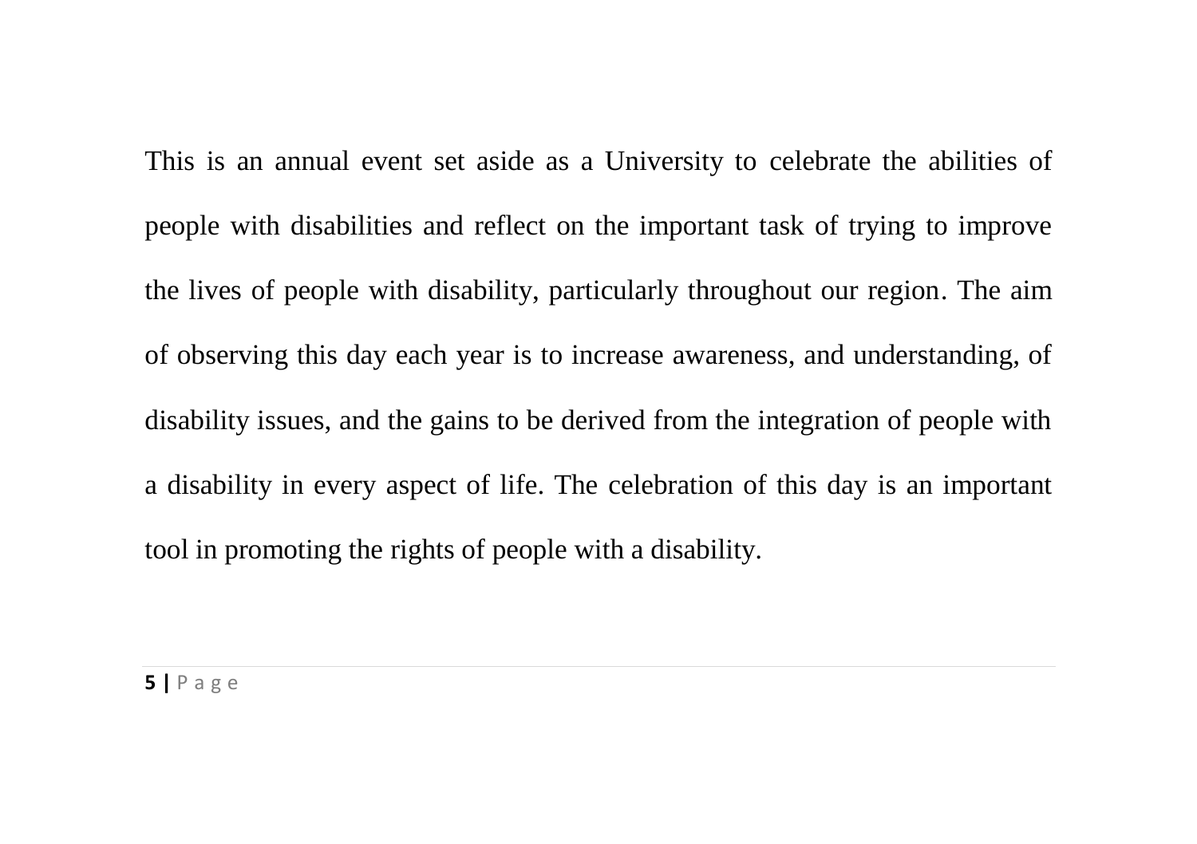This is an annual event set aside as a University to celebrate the abilities of people with disabilities and reflect on the important task of trying to improve the lives of people with disability, particularly throughout our region. The aim of observing this day each year is to increase awareness, and understanding, of disability issues, and the gains to be derived from the integration of people with a disability in every aspect of life. The celebration of this day is an important tool in promoting the rights of people with a disability.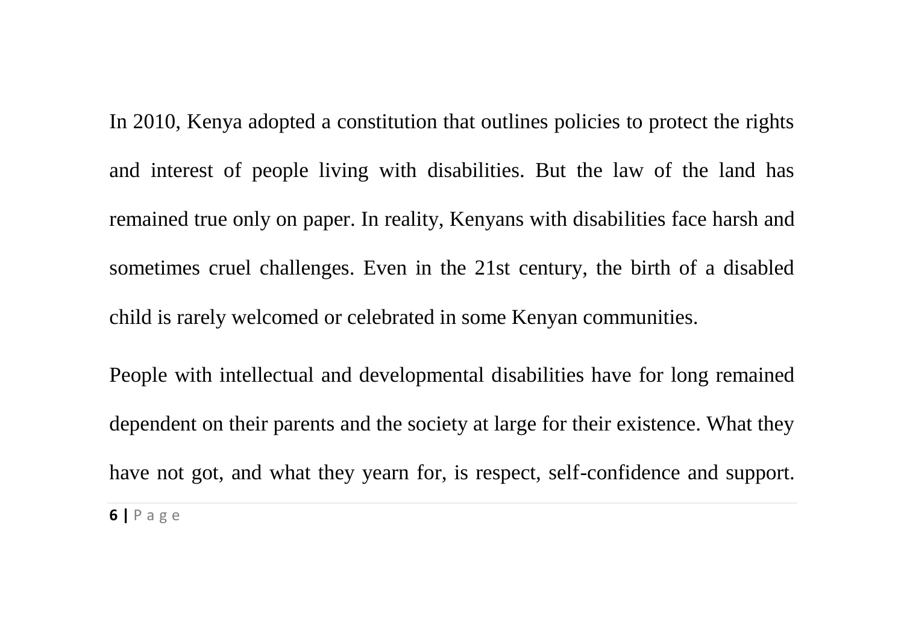In 2010, Kenya adopted a constitution that outlines policies to protect the rights and interest of people living with disabilities. But the law of the land has remained true only on paper. In reality, Kenyans with disabilities face harsh and sometimes cruel challenges. Even in the 21st century, the birth of a disabled child is rarely welcomed or celebrated in some Kenyan communities.

People with intellectual and developmental disabilities have for long remained dependent on their parents and the society at large for their existence. What they have not got, and what they yearn for, is respect, self-confidence and support.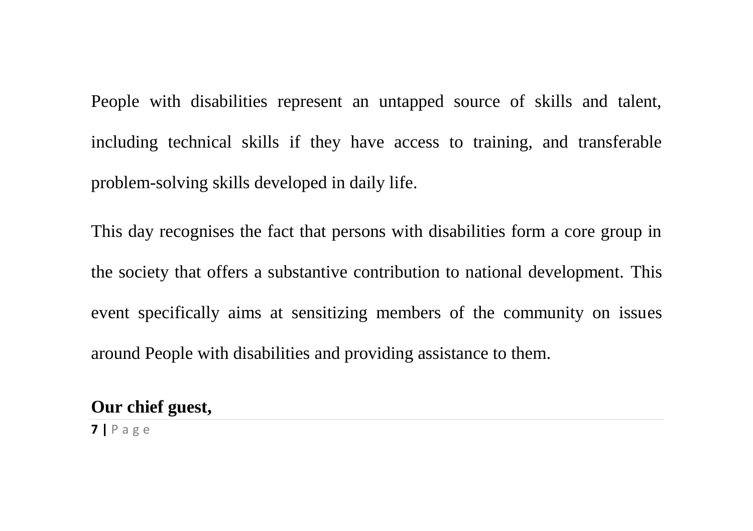People with disabilities represent an untapped source of skills and talent, including technical skills if they have access to training, and transferable problem-solving skills developed in daily life.

This day recognises the fact that persons with disabilities form a core group in the society that offers a substantive contribution to national development. This event specifically aims at sensitizing members of the community on issues around People with disabilities and providing assistance to them.

**Our chief guest,**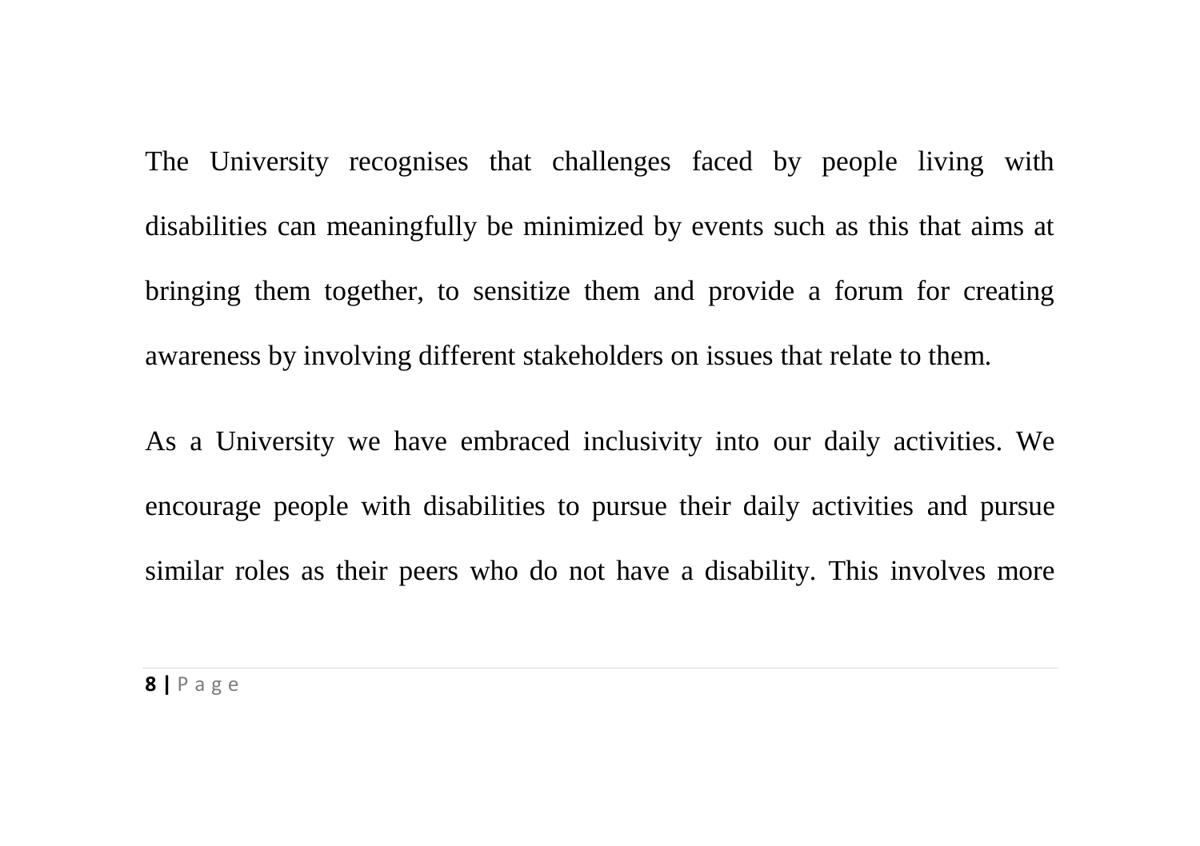The University recognises that challenges faced by people living with disabilities can meaningfully be minimized by events such as this that aims at bringing them together, to sensitize them and provide a forum for creating awareness by involving different stakeholders on issues that relate to them.

As a University we have embraced inclusivity into our daily activities. We encourage people with disabilities to pursue their daily activities and pursue similar roles as their peers who do not have a disability. This involves more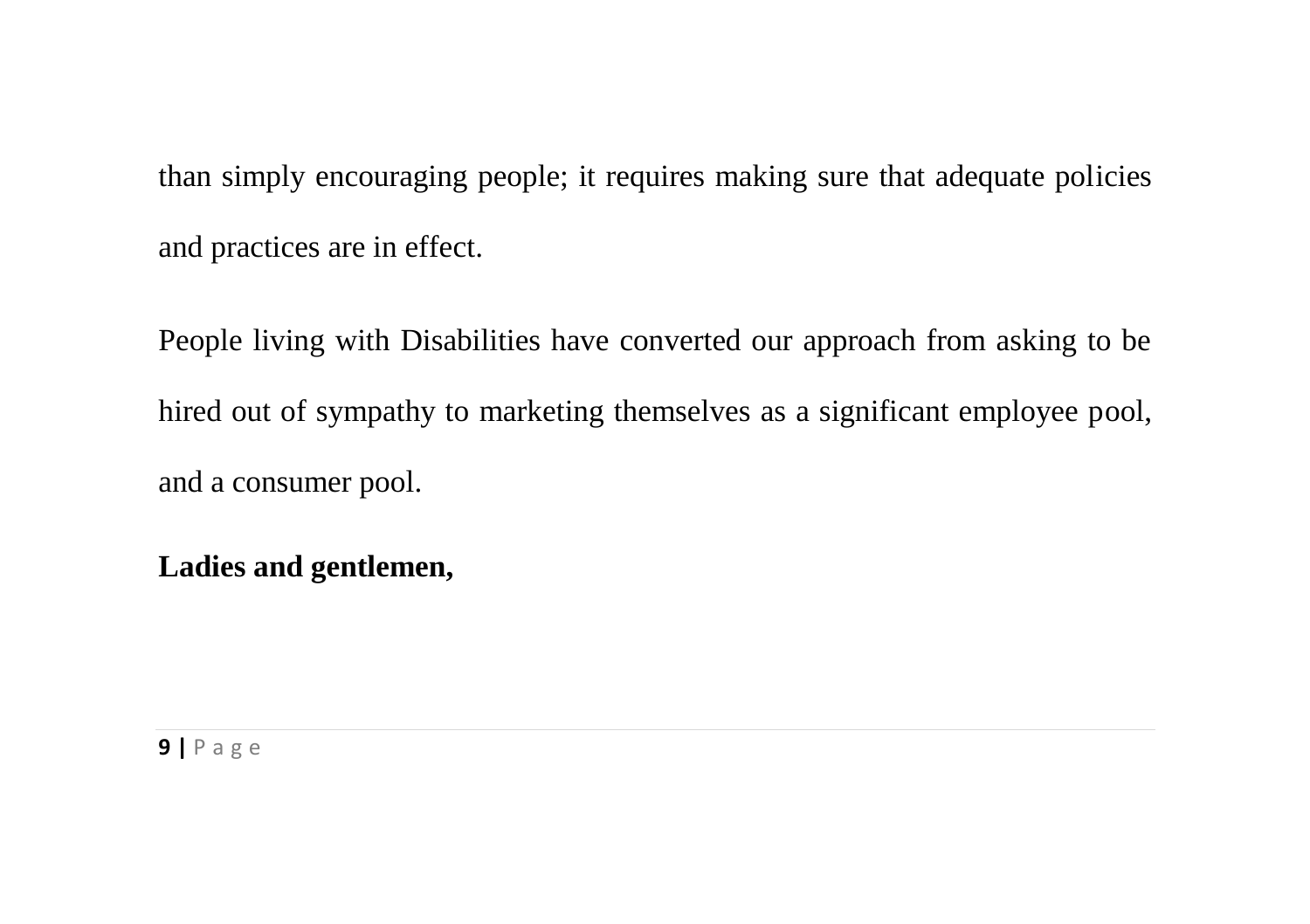than simply encouraging people; it requires making sure that adequate policies and practices are in effect.

People living with Disabilities have converted our approach from asking to be hired out of sympathy to marketing themselves as a significant employee pool, and a consumer pool.

**Ladies and gentlemen,**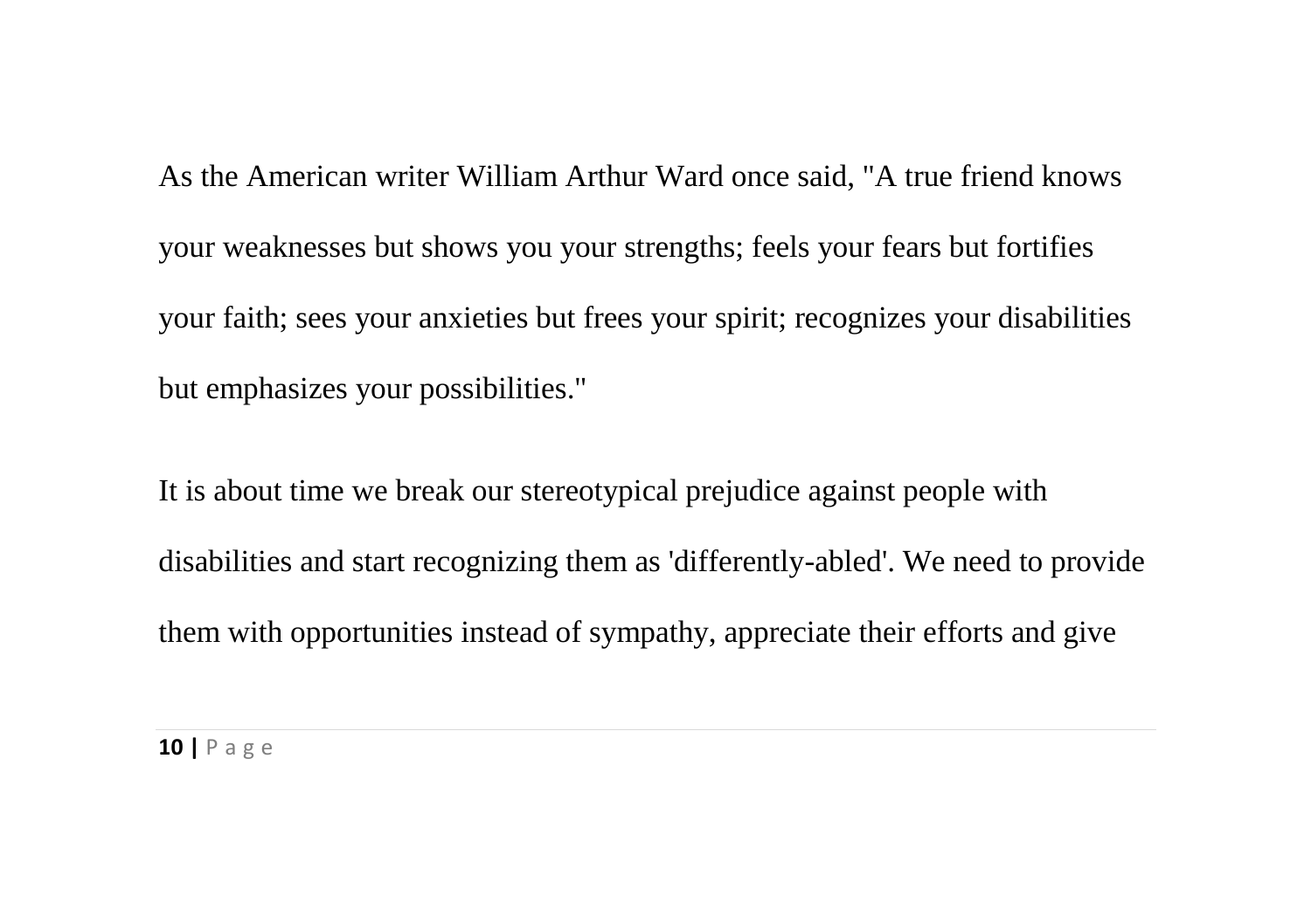As the American writer William Arthur Ward once said, "A true friend knows your weaknesses but shows you your strengths; feels your fears but fortifies your faith; sees your anxieties but frees your spirit; recognizes your disabilities but emphasizes your possibilities."

It is about time we break our stereotypical prejudice against people with disabilities and start recognizing them as 'differently-abled'. We need to provide them with opportunities instead of sympathy, appreciate their efforts and give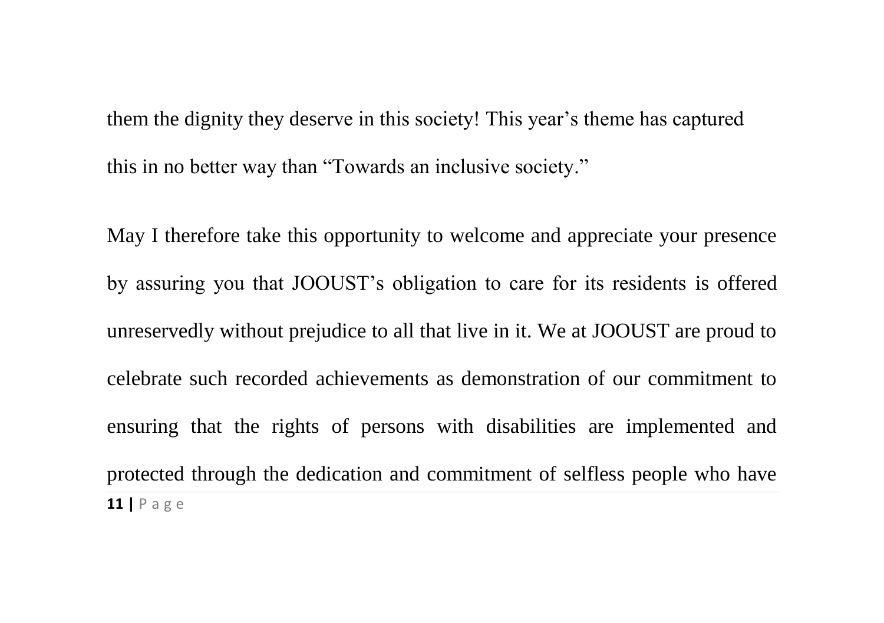them the dignity they deserve in this society! This year's theme has captured this in no better way than "Towards an inclusive society."

May I therefore take this opportunity to welcome and appreciate your presence by assuring you that JOOUST's obligation to care for its residents is offered unreservedly without prejudice to all that live in it. We at JOOUST are proud to celebrate such recorded achievements as demonstration of our commitment to ensuring that the rights of persons with disabilities are implemented and protected through the dedication and commitment of selfless people who have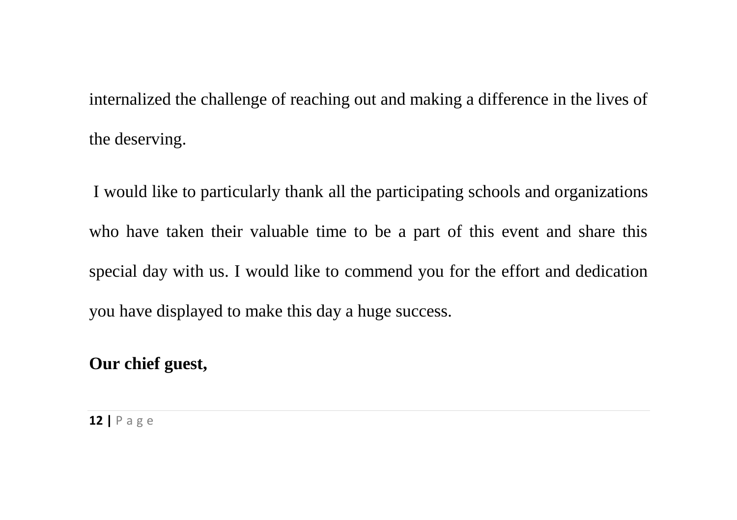internalized the challenge of reaching out and making a difference in the lives of the deserving.

I would like to particularly thank all the participating schools and organizations who have taken their valuable time to be a part of this event and share this special day with us. I would like to commend you for the effort and dedication you have displayed to make this day a huge success.

**Our chief guest,**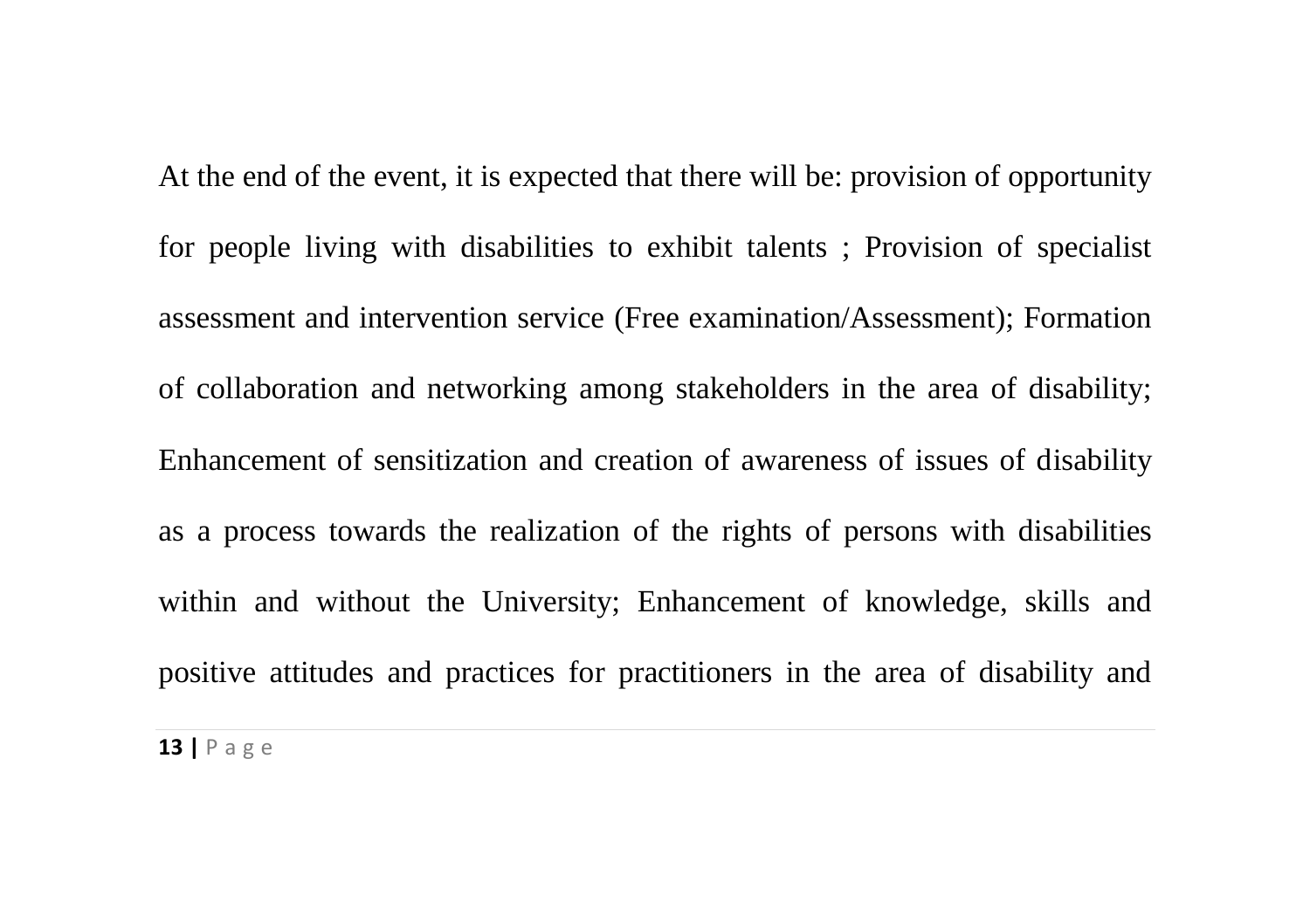At the end of the event, it is expected that there will be: provision of opportunity for people living with disabilities to exhibit talents ; Provision of specialist assessment and intervention service (Free examination/Assessment); Formation of collaboration and networking among stakeholders in the area of disability; Enhancement of sensitization and creation of awareness of issues of disability as a process towards the realization of the rights of persons with disabilities within and without the University; Enhancement of knowledge, skills and positive attitudes and practices for practitioners in the area of disability and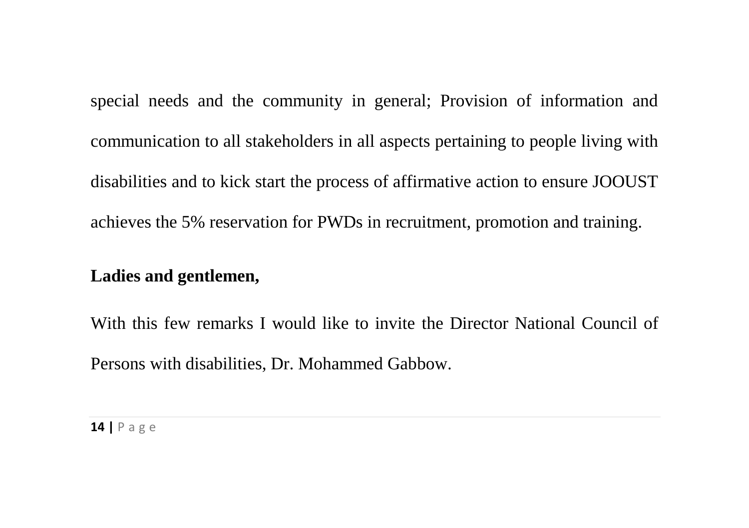special needs and the community in general; Provision of information and communication to all stakeholders in all aspects pertaining to people living with disabilities and to kick start the process of affirmative action to ensure JOOUST achieves the 5% reservation for PWDs in recruitment, promotion and training.

**Ladies and gentlemen,**

With this few remarks I would like to invite the Director National Council of Persons with disabilities, Dr. Mohammed Gabbow.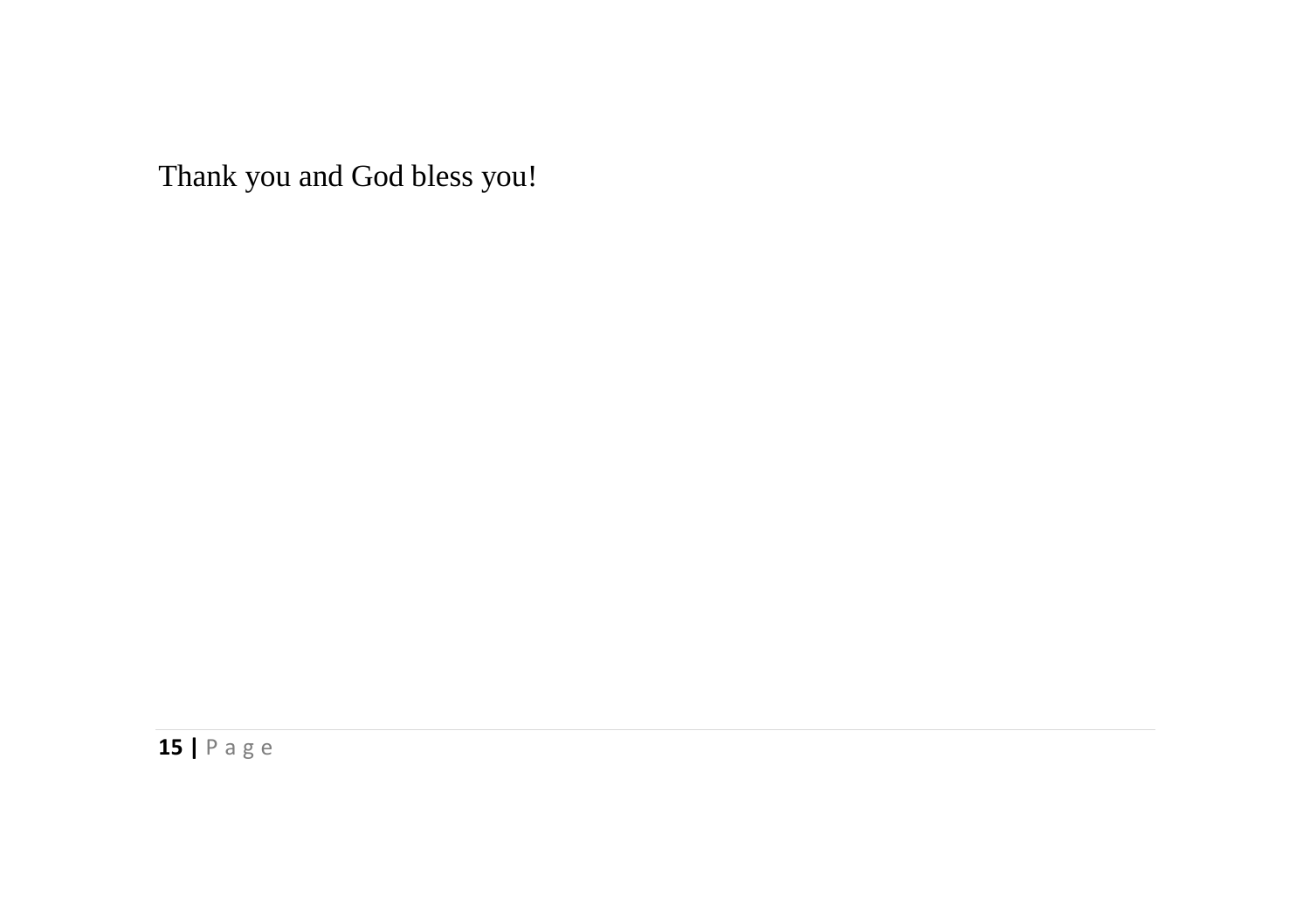Thank you and God bless you!